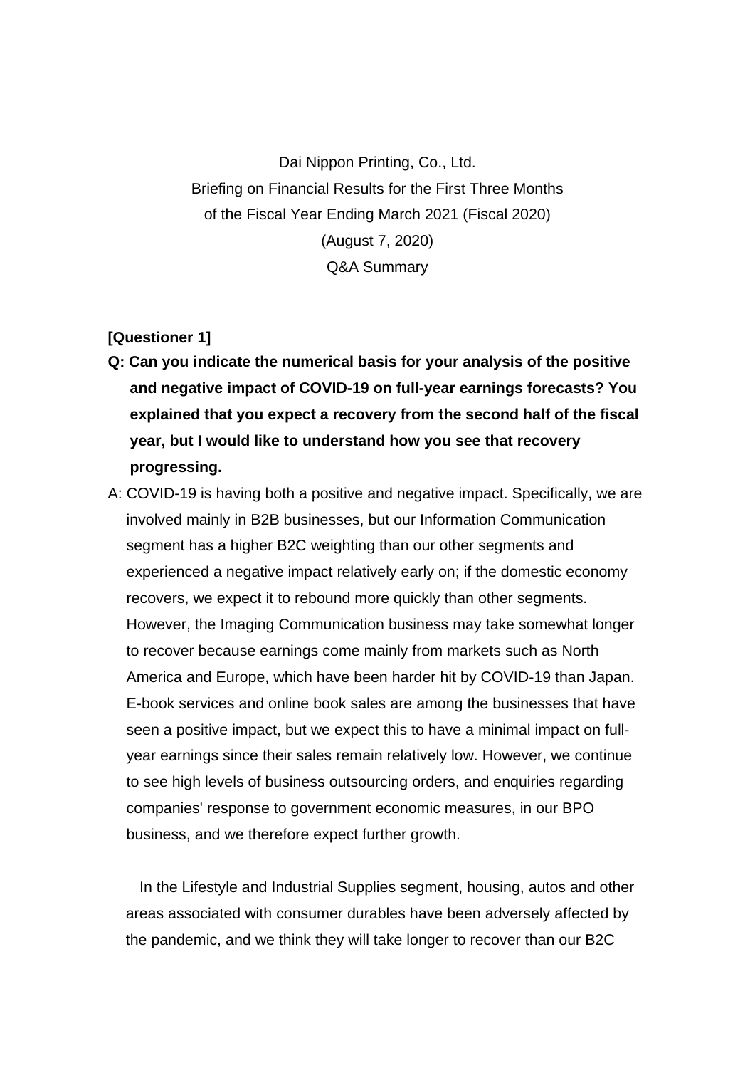Dai Nippon Printing, Co., Ltd.
Briefing on Financial Results for the First Three Months
of the Fiscal Year Ending March 2021 (Fiscal 2020)
(August 7, 2020)
Q&A Summary

**[Questioner 1]**

**Q: Can you indicate the numerical basis for your analysis of the positive and negative impact of COVID-19 on full-year earnings forecasts? You explained that you expect a recovery from the second half of the fiscal year, but I would like to understand how you see that recovery progressing.**

A: COVID-19 is having both a positive and negative impact. Specifically, we are involved mainly in B2B businesses, but our Information Communication segment has a higher B2C weighting than our other segments and experienced a negative impact relatively early on; if the domestic economy recovers, we expect it to rebound more quickly than other segments. However, the Imaging Communication business may take somewhat longer to recover because earnings come mainly from markets such as North America and Europe, which have been harder hit by COVID-19 than Japan. E-book services and online book sales are among the businesses that have seen a positive impact, but we expect this to have a minimal impact on full-year earnings since their sales remain relatively low. However, we continue to see high levels of business outsourcing orders, and enquiries regarding companies' response to government economic measures, in our BPO business, and we therefore expect further growth.

In the Lifestyle and Industrial Supplies segment, housing, autos and other areas associated with consumer durables have been adversely affected by the pandemic, and we think they will take longer to recover than our B2C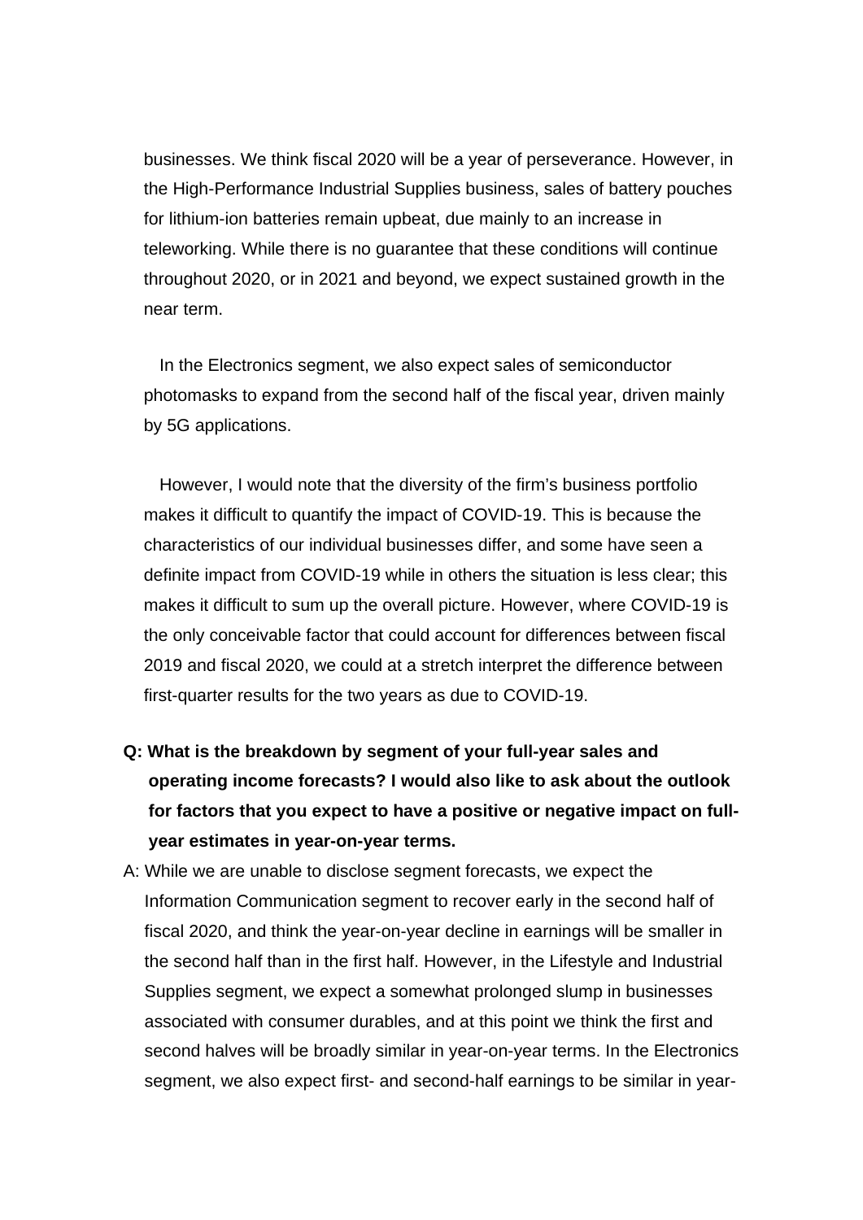businesses. We think fiscal 2020 will be a year of perseverance. However, in the High-Performance Industrial Supplies business, sales of battery pouches for lithium-ion batteries remain upbeat, due mainly to an increase in teleworking. While there is no guarantee that these conditions will continue throughout 2020, or in 2021 and beyond, we expect sustained growth in the near term.

In the Electronics segment, we also expect sales of semiconductor photomasks to expand from the second half of the fiscal year, driven mainly by 5G applications.

However, I would note that the diversity of the firm's business portfolio makes it difficult to quantify the impact of COVID-19. This is because the characteristics of our individual businesses differ, and some have seen a definite impact from COVID-19 while in others the situation is less clear; this makes it difficult to sum up the overall picture. However, where COVID-19 is the only conceivable factor that could account for differences between fiscal 2019 and fiscal 2020, we could at a stretch interpret the difference between first-quarter results for the two years as due to COVID-19.

**Q: What is the breakdown by segment of your full-year sales and operating income forecasts? I would also like to ask about the outlook for factors that you expect to have a positive or negative impact on full-year estimates in year-on-year terms.**

A: While we are unable to disclose segment forecasts, we expect the Information Communication segment to recover early in the second half of fiscal 2020, and think the year-on-year decline in earnings will be smaller in the second half than in the first half. However, in the Lifestyle and Industrial Supplies segment, we expect a somewhat prolonged slump in businesses associated with consumer durables, and at this point we think the first and second halves will be broadly similar in year-on-year terms. In the Electronics segment, we also expect first- and second-half earnings to be similar in year-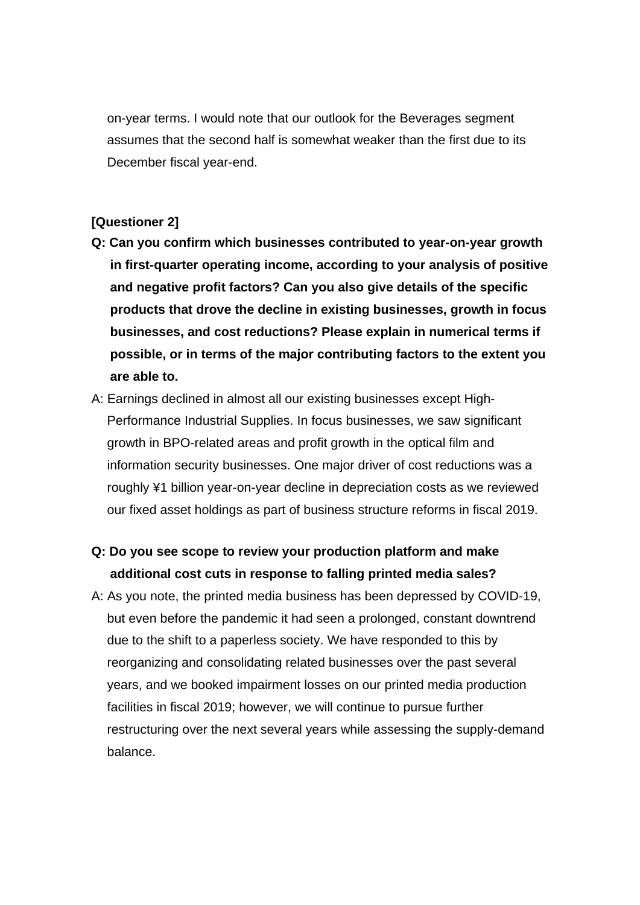on-year terms. I would note that our outlook for the Beverages segment assumes that the second half is somewhat weaker than the first due to its December fiscal year-end.

**[Questioner 2]**

**Q: Can you confirm which businesses contributed to year-on-year growth in first-quarter operating income, according to your analysis of positive and negative profit factors? Can you also give details of the specific products that drove the decline in existing businesses, growth in focus businesses, and cost reductions? Please explain in numerical terms if possible, or in terms of the major contributing factors to the extent you are able to.**

A: Earnings declined in almost all our existing businesses except High-Performance Industrial Supplies. In focus businesses, we saw significant growth in BPO-related areas and profit growth in the optical film and information security businesses. One major driver of cost reductions was a roughly ¥1 billion year-on-year decline in depreciation costs as we reviewed our fixed asset holdings as part of business structure reforms in fiscal 2019.

**Q: Do you see scope to review your production platform and make additional cost cuts in response to falling printed media sales?**

A: As you note, the printed media business has been depressed by COVID-19, but even before the pandemic it had seen a prolonged, constant downtrend due to the shift to a paperless society. We have responded to this by reorganizing and consolidating related businesses over the past several years, and we booked impairment losses on our printed media production facilities in fiscal 2019; however, we will continue to pursue further restructuring over the next several years while assessing the supply-demand balance.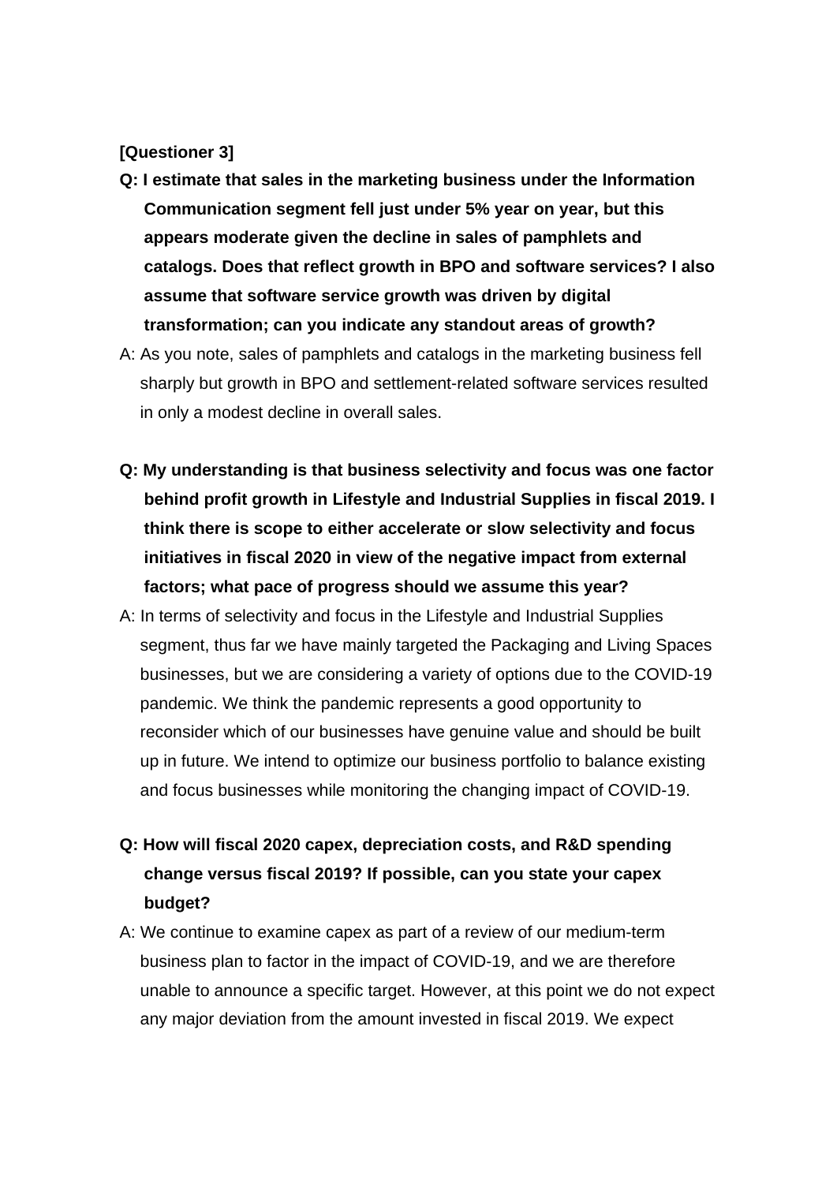**[Questioner 3]**

**Q: I estimate that sales in the marketing business under the Information Communication segment fell just under 5% year on year, but this appears moderate given the decline in sales of pamphlets and catalogs. Does that reflect growth in BPO and software services? I also assume that software service growth was driven by digital transformation; can you indicate any standout areas of growth?**

A: As you note, sales of pamphlets and catalogs in the marketing business fell sharply but growth in BPO and settlement-related software services resulted in only a modest decline in overall sales.

**Q: My understanding is that business selectivity and focus was one factor behind profit growth in Lifestyle and Industrial Supplies in fiscal 2019. I think there is scope to either accelerate or slow selectivity and focus initiatives in fiscal 2020 in view of the negative impact from external factors; what pace of progress should we assume this year?**

A: In terms of selectivity and focus in the Lifestyle and Industrial Supplies segment, thus far we have mainly targeted the Packaging and Living Spaces businesses, but we are considering a variety of options due to the COVID-19 pandemic. We think the pandemic represents a good opportunity to reconsider which of our businesses have genuine value and should be built up in future. We intend to optimize our business portfolio to balance existing and focus businesses while monitoring the changing impact of COVID-19.

**Q: How will fiscal 2020 capex, depreciation costs, and R&D spending change versus fiscal 2019? If possible, can you state your capex budget?**

A: We continue to examine capex as part of a review of our medium-term business plan to factor in the impact of COVID-19, and we are therefore unable to announce a specific target. However, at this point we do not expect any major deviation from the amount invested in fiscal 2019. We expect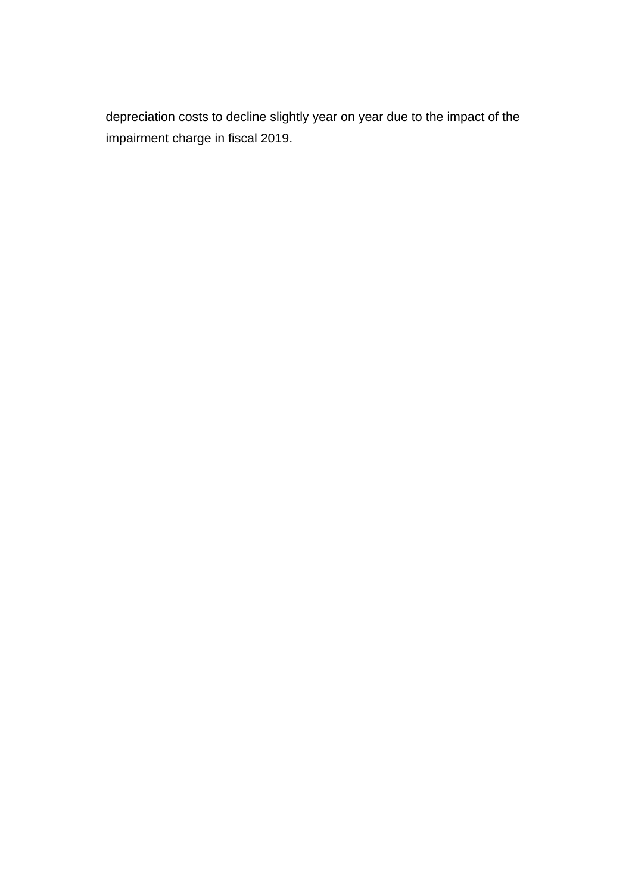depreciation costs to decline slightly year on year due to the impact of the impairment charge in fiscal 2019.